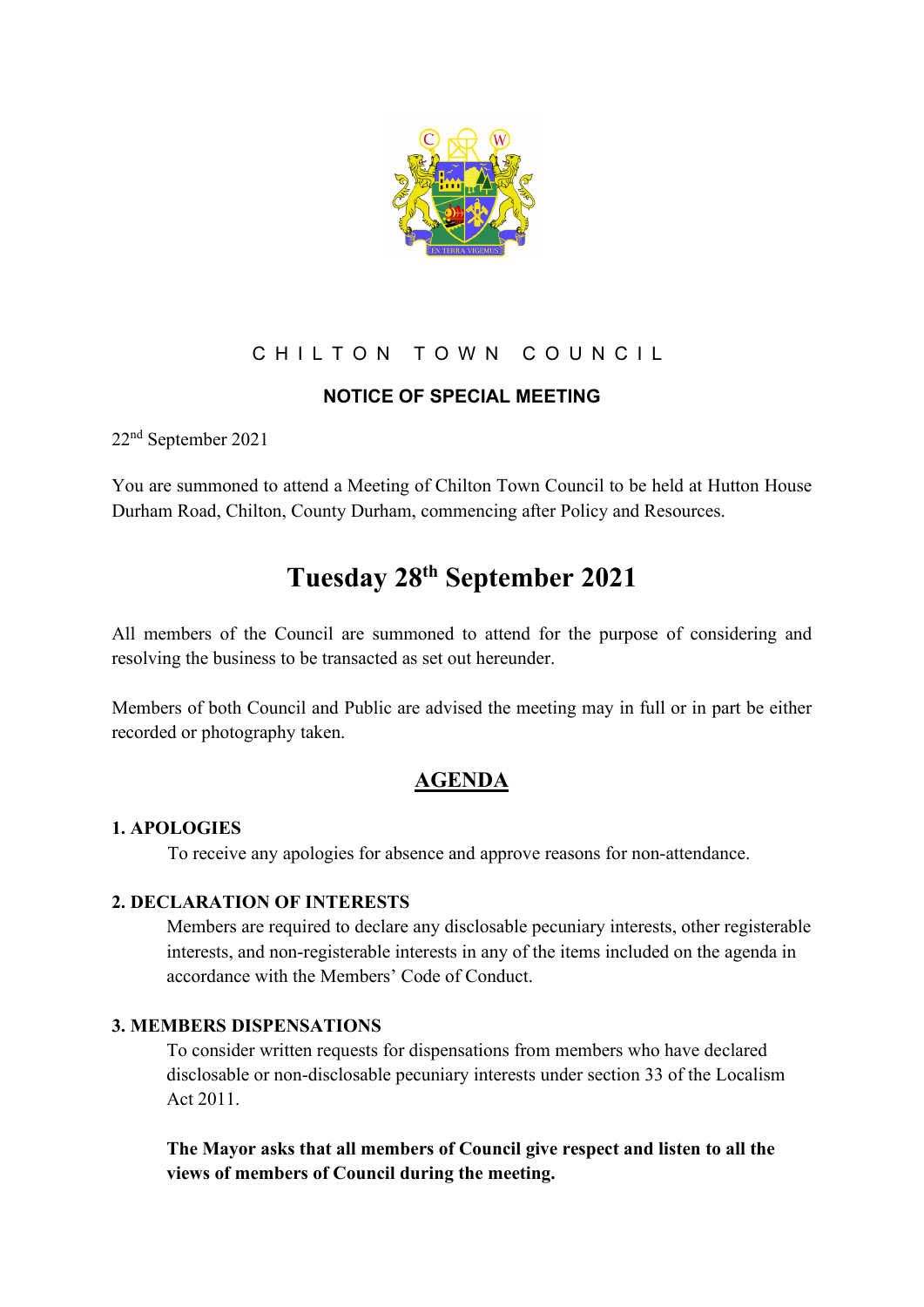# CHILTON TOWN COUNCIL

## NOTICE OF SPECIAL MEETING

22nd September 2021

You are summoned to attend a Meeting of Chilton Town Council to be held at Hutton House Durham Road, Chilton, County Durham, commencing after Policy and Resources.

# Tuesday 28th September 2021

All members of the Council are summoned to attend for the purpose of considering and resolving the business to be transacted as set out hereunder.

Members of both Council and Public are advised the meeting may in full or in part be either recorded or photography taken.

## AGENDA

**1. APOLOGIES**

To receive any apologies for absence and approve reasons for non-attendance.

**2. DECLARATION OF INTERESTS**

Members are required to declare any disclosable pecuniary interests, other registerable interests, and non-registerable interests in any of the items included on the agenda in accordance with the Members' Code of Conduct.

**3. MEMBERS DISPENSATIONS**

To consider written requests for dispensations from members who have declared disclosable or non-disclosable pecuniary interests under section 33 of the Localism Act 2011.

**The Mayor asks that all members of Council give respect and listen to all the views of members of Council during the meeting.**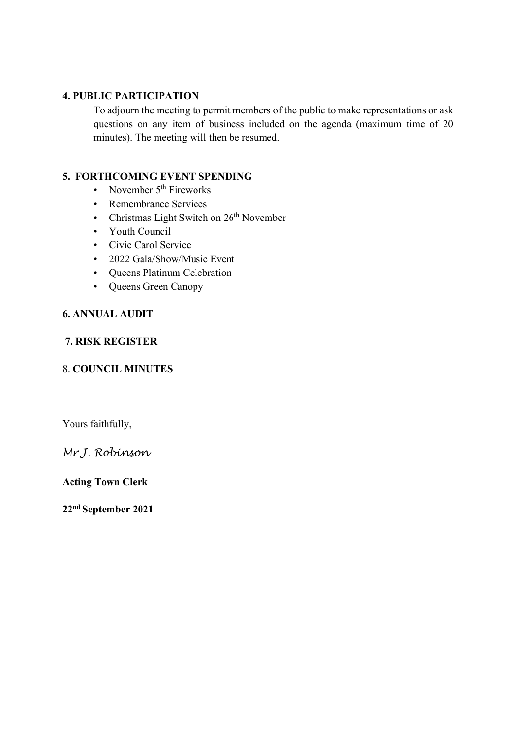**4. PUBLIC PARTICIPATION**

To adjourn the meeting to permit members of the public to make representations or ask questions on any item of business included on the agenda (maximum time of 20 minutes). The meeting will then be resumed.

**5. FORTHCOMING EVENT SPENDING**

- November 5th Fireworks
- Remembrance Services
- Christmas Light Switch on 26th November
- Youth Council
- Civic Carol Service
- 2022 Gala/Show/Music Event
- Queens Platinum Celebration
- Queens Green Canopy

**6. ANNUAL AUDIT**

**7. RISK REGISTER**

8. **COUNCIL MINUTES**

Yours faithfully,

*Mr J. Robinson*

**Acting Town Clerk**

**22nd September 2021**